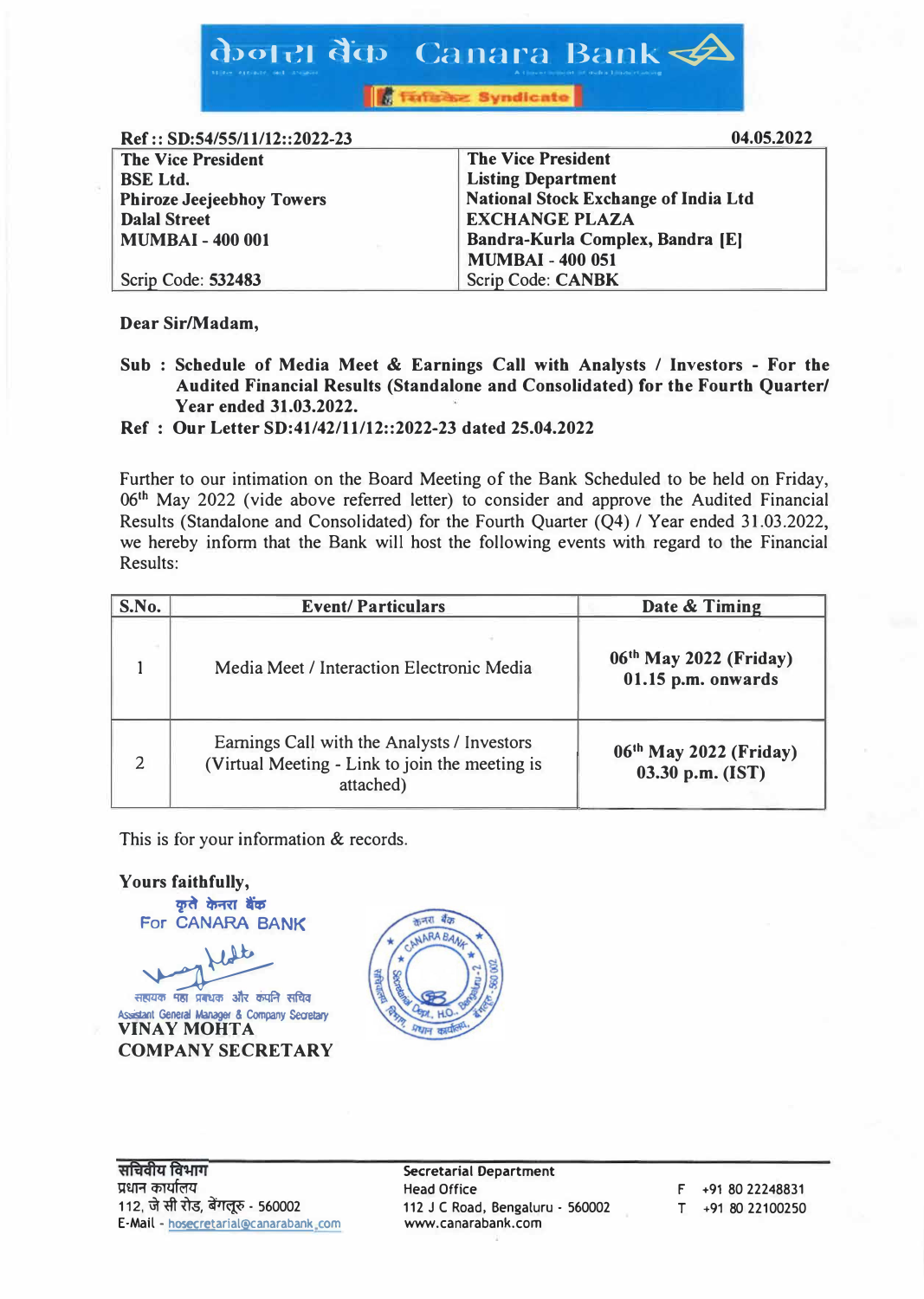केनरा बैंक Canara Bank

सिंडिकेट Syndicate

**Ref :: SD:54/55/11/12::2022-23** **04.05.2022**

| The Vice President<br>BSE Ltd.<br>Phiroze Jeejeebhoy Towers<br>Dalal Street<br>MUMBAI - 400 001<br><br>Scrip Code: 532483 | The Vice President<br>Listing Department<br>National Stock Exchange of India Ltd<br>EXCHANGE PLAZA<br>Bandra-Kurla Complex, Bandra [E]<br>MUMBAI - 400 051<br>Scrip Code: CANBK |
|---|---|

**Dear Sir/Madam,**

**Sub : Schedule of Media Meet & Earnings Call with Analysts / Investors - For the Audited Financial Results (Standalone and Consolidated) for the Fourth Quarter/ Year ended 31.03.2022.**

**Ref : Our Letter SD:41/42/11/12::2022-23 dated 25.04.2022**

Further to our intimation on the Board Meeting of the Bank Scheduled to be held on Friday, 06th May 2022 (vide above referred letter) to consider and approve the Audited Financial Results (Standalone and Consolidated) for the Fourth Quarter (Q4) / Year ended 31.03.2022, we hereby inform that the Bank will host the following events with regard to the Financial Results:

| S.No. | Event/ Particulars | Date & Timing |
|---|---|---|
| 1 | Media Meet / Interaction Electronic Media | **06th May 2022 (Friday) 01.15 p.m. onwards** |
| 2 | Earnings Call with the Analysts / Investors (Virtual Meeting - Link to join the meeting is attached) | **06th May 2022 (Friday) 03.30 p.m. (IST)** |

This is for your information & records.

**Yours faithfully,**

कृते केनरा बैंक
For CANARA BANK

सहायक महा प्रबंधक और कंपनी सचिव
Assistant General Manager & Company Secretary
**VINAY MOHTA**
**COMPANY SECRETARY**

सचिवीय विभाग
प्रधान कार्यालय
112, जे सी रोड, बेंगलूरु - 560002
E-Mail - hosecretarial@canarabank.com

Secretarial Department
Head Office
112 J C Road, Bengaluru - 560002
www.canarabank.com

F +91 80 22248831
T +91 80 22100250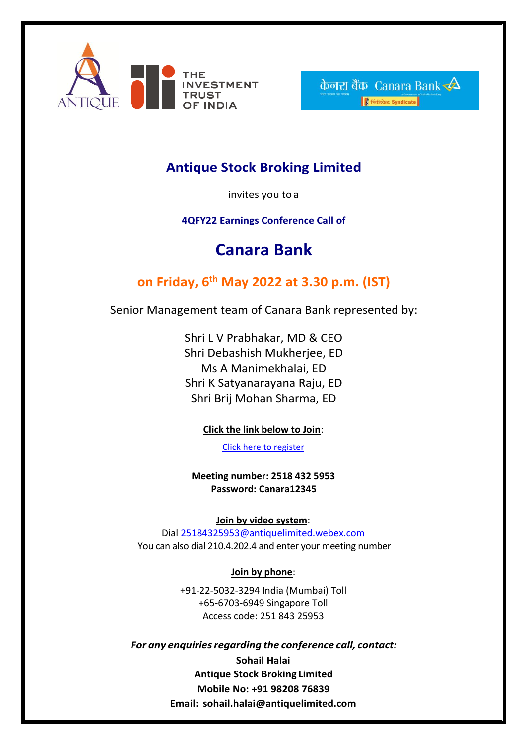## Antique Stock Broking Limited

invites you to a

**4QFY22 Earnings Conference Call of**

# Canara Bank

## on Friday, 6th May 2022 at 3.30 p.m. (IST)

Senior Management team of Canara Bank represented by:

Shri L V Prabhakar, MD & CEO
Shri Debashish Mukherjee, ED
Ms A Manimekhalai, ED
Shri K Satyanarayana Raju, ED
Shri Brij Mohan Sharma, ED

**Click the link below to Join**:

Click here to register

**Meeting number: 2518 432 5953**
**Password: Canara12345**

**Join by video system**:
Dial 25184325953@antiquelimited.webex.com
You can also dial 210.4.202.4 and enter your meeting number

**Join by phone**:

+91-22-5032-3294 India (Mumbai) Toll
+65-6703-6949 Singapore Toll
Access code: 251 843 25953

***For any enquiries regarding the conference call, contact:***
**Sohail Halai**
**Antique Stock Broking Limited**
**Mobile No: +91 98208 76839**
**Email: sohail.halai@antiquelimited.com**